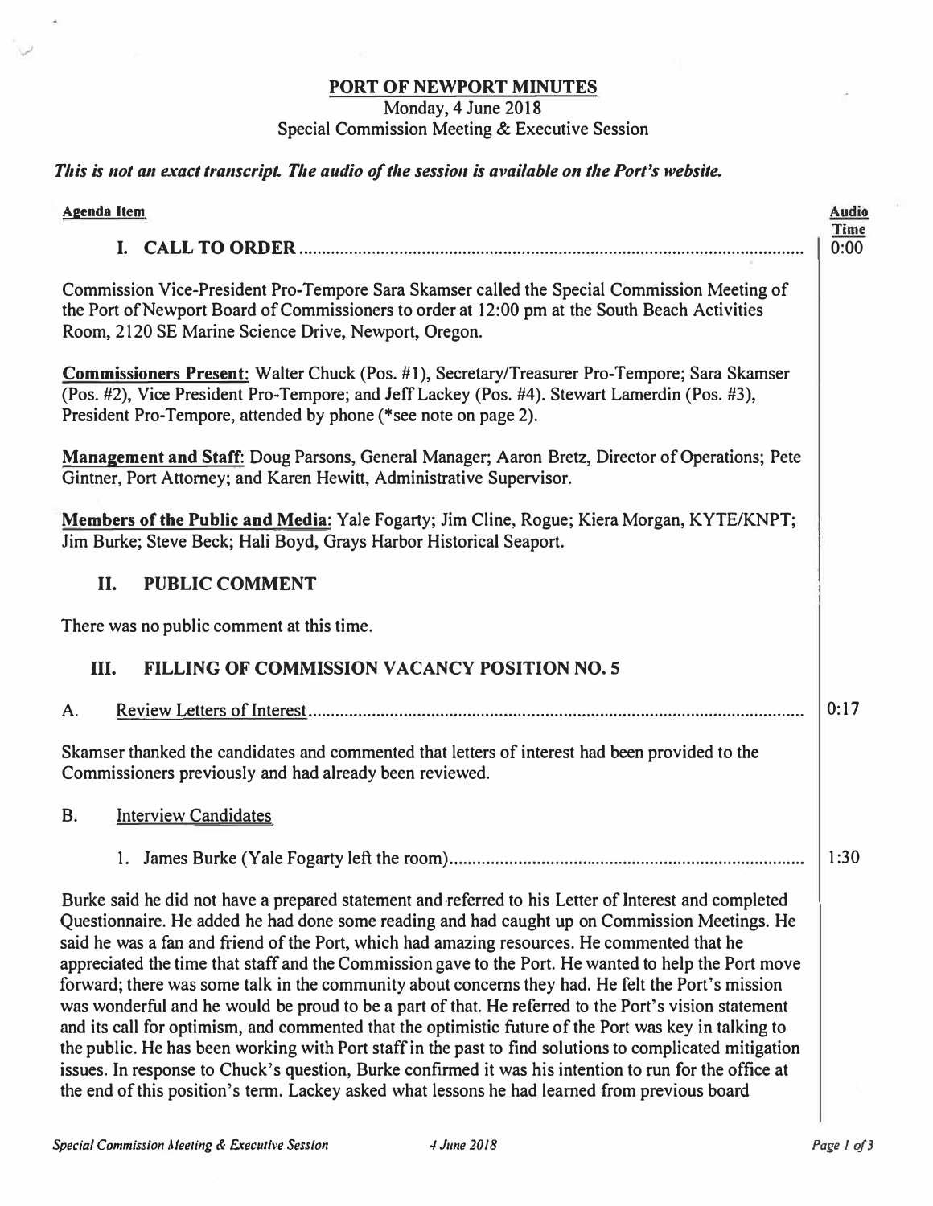# PORT OF NEWPORT MINUTES

Monday, 4 June 2018
Special Commission Meeting & Executive Session

***This is not an exact transcript. The audio of the session is available on the Port's website.***

| Agenda Item | Audio Time |
|---|---|
| **I. CALL TO ORDER** | 0:00 |

Commission Vice-President Pro-Tempore Sara Skamser called the Special Commission Meeting of the Port of Newport Board of Commissioners to order at 12:00 pm at the South Beach Activities Room, 2120 SE Marine Science Drive, Newport, Oregon.

**Commissioners Present:** Walter Chuck (Pos. #1), Secretary/Treasurer Pro-Tempore; Sara Skamser (Pos. #2), Vice President Pro-Tempore; and Jeff Lackey (Pos. #4). Stewart Lamerdin (Pos. #3), President Pro-Tempore, attended by phone (*see note on page 2).

**Management and Staff:** Doug Parsons, General Manager; Aaron Bretz, Director of Operations; Pete Gintner, Port Attorney; and Karen Hewitt, Administrative Supervisor.

**Members of the Public and Media:** Yale Fogarty; Jim Cline, Rogue; Kiera Morgan, KYTE/KNPT; Jim Burke; Steve Beck; Hali Boyd, Grays Harbor Historical Seaport.

## II. PUBLIC COMMENT

There was no public comment at this time.

## III. FILLING OF COMMISSION VACANCY POSITION NO. 5

A. Review Letters of Interest — 0:17

Skamser thanked the candidates and commented that letters of interest had been provided to the Commissioners previously and had already been reviewed.

B. Interview Candidates

1. James Burke (Yale Fogarty left the room) — 1:30

Burke said he did not have a prepared statement and referred to his Letter of Interest and completed Questionnaire. He added he had done some reading and had caught up on Commission Meetings. He said he was a fan and friend of the Port, which had amazing resources. He commented that he appreciated the time that staff and the Commission gave to the Port. He wanted to help the Port move forward; there was some talk in the community about concerns they had. He felt the Port's mission was wonderful and he would be proud to be a part of that. He referred to the Port's vision statement and its call for optimism, and commented that the optimistic future of the Port was key in talking to the public. He has been working with Port staff in the past to find solutions to complicated mitigation issues. In response to Chuck's question, Burke confirmed it was his intention to run for the office at the end of this position's term. Lackey asked what lessons he had learned from previous board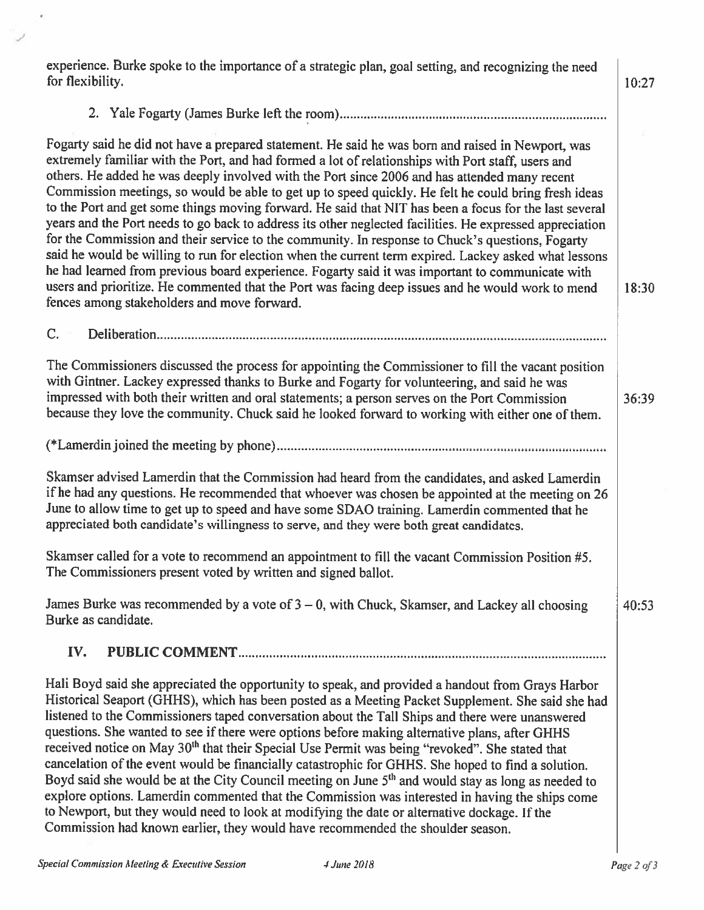experience. Burke spoke to the importance of a strategic plan, goal setting, and recognizing the need for flexibility. 10:27

2. Yale Fogarty (James Burke left the room)..........................................................................

Fogarty said he did not have a prepared statement. He said he was born and raised in Newport, was extremely familiar with the Port, and had formed a lot of relationships with Port staff, users and others. He added he was deeply involved with the Port since 2006 and has attended many recent Commission meetings, so would be able to get up to speed quickly. He felt he could bring fresh ideas to the Port and get some things moving forward. He said that NIT has been a focus for the last several years and the Port needs to go back to address its other neglected facilities. He expressed appreciation for the Commission and their service to the community. In response to Chuck's questions, Fogarty said he would be willing to run for election when the current term expired. Lackey asked what lessons he had learned from previous board experience. Fogarty said it was important to communicate with users and prioritize. He commented that the Port was facing deep issues and he would work to mend fences among stakeholders and move forward. 18:30

C. Deliberation..........................................................................................................................

The Commissioners discussed the process for appointing the Commissioner to fill the vacant position with Gintner. Lackey expressed thanks to Burke and Fogarty for volunteering, and said he was impressed with both their written and oral statements; a person serves on the Port Commission because they love the community. Chuck said he looked forward to working with either one of them. 36:39

(*Lamerdin joined the meeting by phone)..........................................................................................

Skamser advised Lamerdin that the Commission had heard from the candidates, and asked Lamerdin if he had any questions. He recommended that whoever was chosen be appointed at the meeting on 26 June to allow time to get up to speed and have some SDAO training. Lamerdin commented that he appreciated both candidate's willingness to serve, and they were both great candidates.

Skamser called for a vote to recommend an appointment to fill the vacant Commission Position #5. The Commissioners present voted by written and signed ballot.

James Burke was recommended by a vote of 3 – 0, with Chuck, Skamser, and Lackey all choosing Burke as candidate. 40:53

## IV. PUBLIC COMMENT..........................................................................................................

Hali Boyd said she appreciated the opportunity to speak, and provided a handout from Grays Harbor Historical Seaport (GHHS), which has been posted as a Meeting Packet Supplement. She said she had listened to the Commissioners taped conversation about the Tall Ships and there were unanswered questions. She wanted to see if there were options before making alternative plans, after GHHS received notice on May 30th that their Special Use Permit was being "revoked". She stated that cancelation of the event would be financially catastrophic for GHHS. She hoped to find a solution. Boyd said she would be at the City Council meeting on June 5th and would stay as long as needed to explore options. Lamerdin commented that the Commission was interested in having the ships come to Newport, but they would need to look at modifying the date or alternative dockage. If the Commission had known earlier, they would have recommended the shoulder season.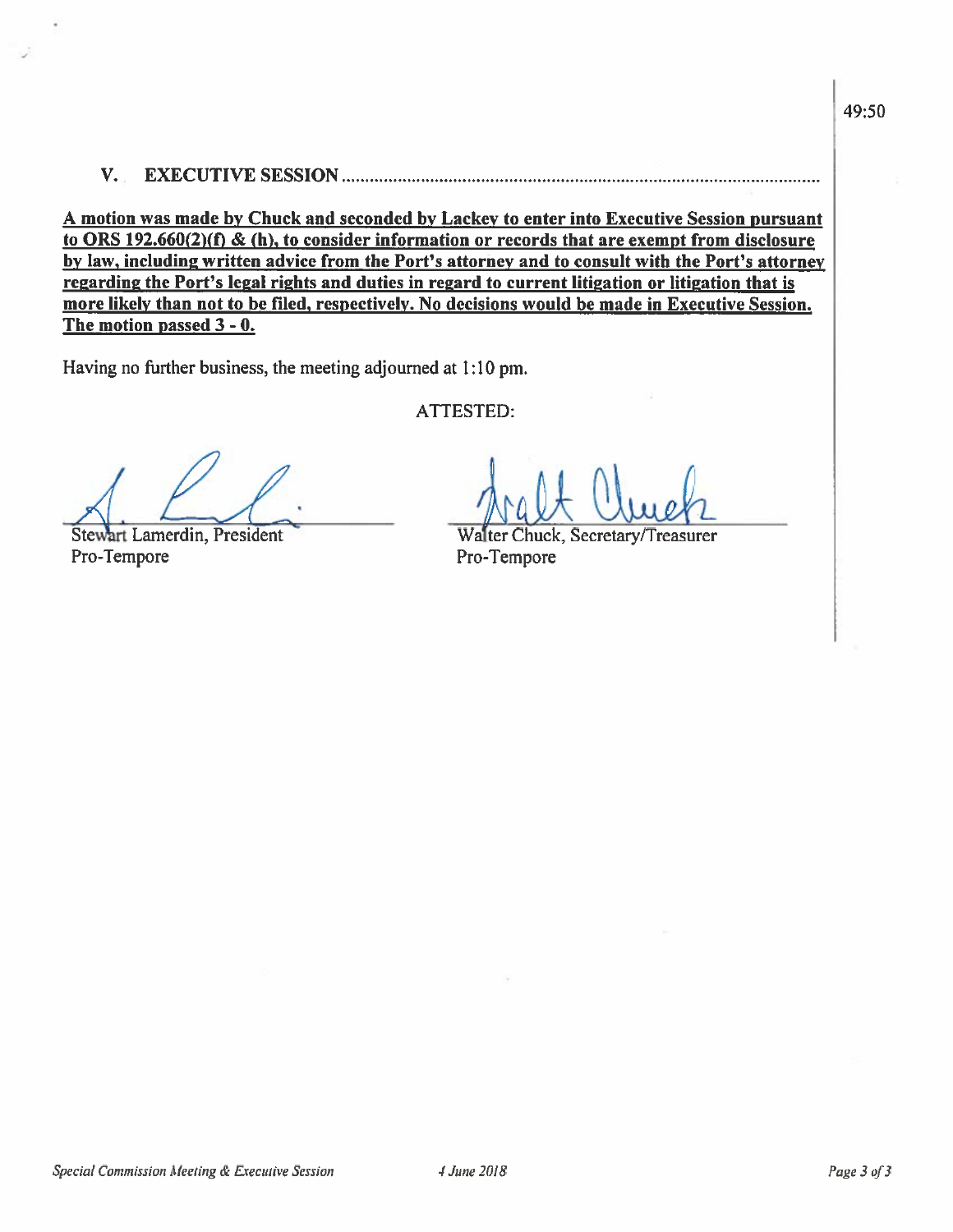49:50

## V. EXECUTIVE SESSION

**A motion was made by Chuck and seconded by Lackey to enter into Executive Session pursuant to ORS 192.660(2)(f) & (h), to consider information or records that are exempt from disclosure by law, including written advice from the Port's attorney and to consult with the Port's attorney regarding the Port's legal rights and duties in regard to current litigation or litigation that is more likely than not to be filed, respectively. No decisions would be made in Executive Session. The motion passed 3 - 0.**

Having no further business, the meeting adjourned at 1:10 pm.

ATTESTED:

Stewart Lamerdin, President
Pro-Tempore

Walter Chuck, Secretary/Treasurer
Pro-Tempore